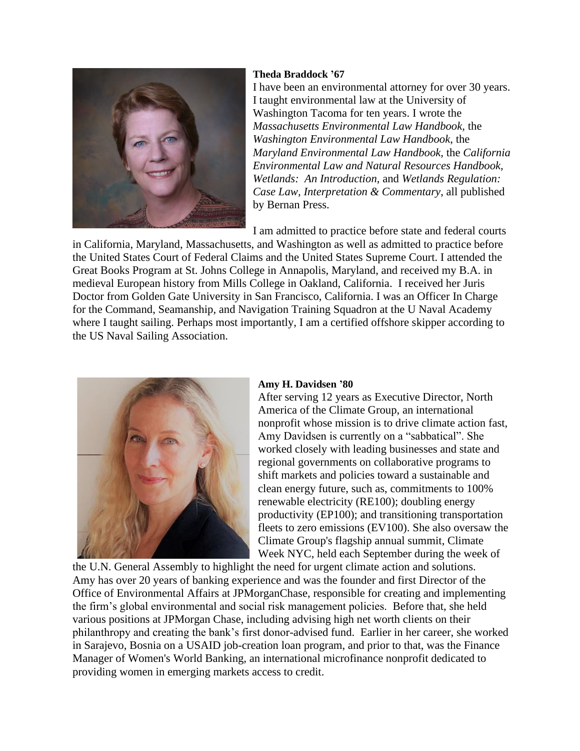**Theda Braddock '67**

I have been an environmental attorney for over 30 years. I taught environmental law at the University of Washington Tacoma for ten years. I wrote the *Massachusetts Environmental Law Handbook,* the *Washington Environmental Law Handbook*, the *Maryland Environmental Law Handbook,* the *California Environmental Law and Natural Resources Handbook, Wetlands: An Introduction*, and *Wetlands Regulation: Case Law, Interpretation & Commentary*, all published by Bernan Press.

I am admitted to practice before state and federal courts in California, Maryland, Massachusetts, and Washington as well as admitted to practice before the United States Court of Federal Claims and the United States Supreme Court. I attended the Great Books Program at St. Johns College in Annapolis, Maryland, and received my B.A. in medieval European history from Mills College in Oakland, California. I received her Juris Doctor from Golden Gate University in San Francisco, California. I was an Officer In Charge for the Command, Seamanship, and Navigation Training Squadron at the U Naval Academy where I taught sailing. Perhaps most importantly, I am a certified offshore skipper according to the US Naval Sailing Association.

**Amy H. Davidsen '80**

After serving 12 years as Executive Director, North America of the Climate Group, an international nonprofit whose mission is to drive climate action fast, Amy Davidsen is currently on a "sabbatical". She worked closely with leading businesses and state and regional governments on collaborative programs to shift markets and policies toward a sustainable and clean energy future, such as, commitments to 100% renewable electricity (RE100); doubling energy productivity (EP100); and transitioning transportation fleets to zero emissions (EV100). She also oversaw the Climate Group's flagship annual summit, Climate Week NYC, held each September during the week of the U.N. General Assembly to highlight the need for urgent climate action and solutions. Amy has over 20 years of banking experience and was the founder and first Director of the Office of Environmental Affairs at JPMorganChase, responsible for creating and implementing the firm's global environmental and social risk management policies. Before that, she held various positions at JPMorgan Chase, including advising high net worth clients on their philanthropy and creating the bank's first donor-advised fund. Earlier in her career, she worked in Sarajevo, Bosnia on a USAID job-creation loan program, and prior to that, was the Finance Manager of Women's World Banking, an international microfinance nonprofit dedicated to providing women in emerging markets access to credit.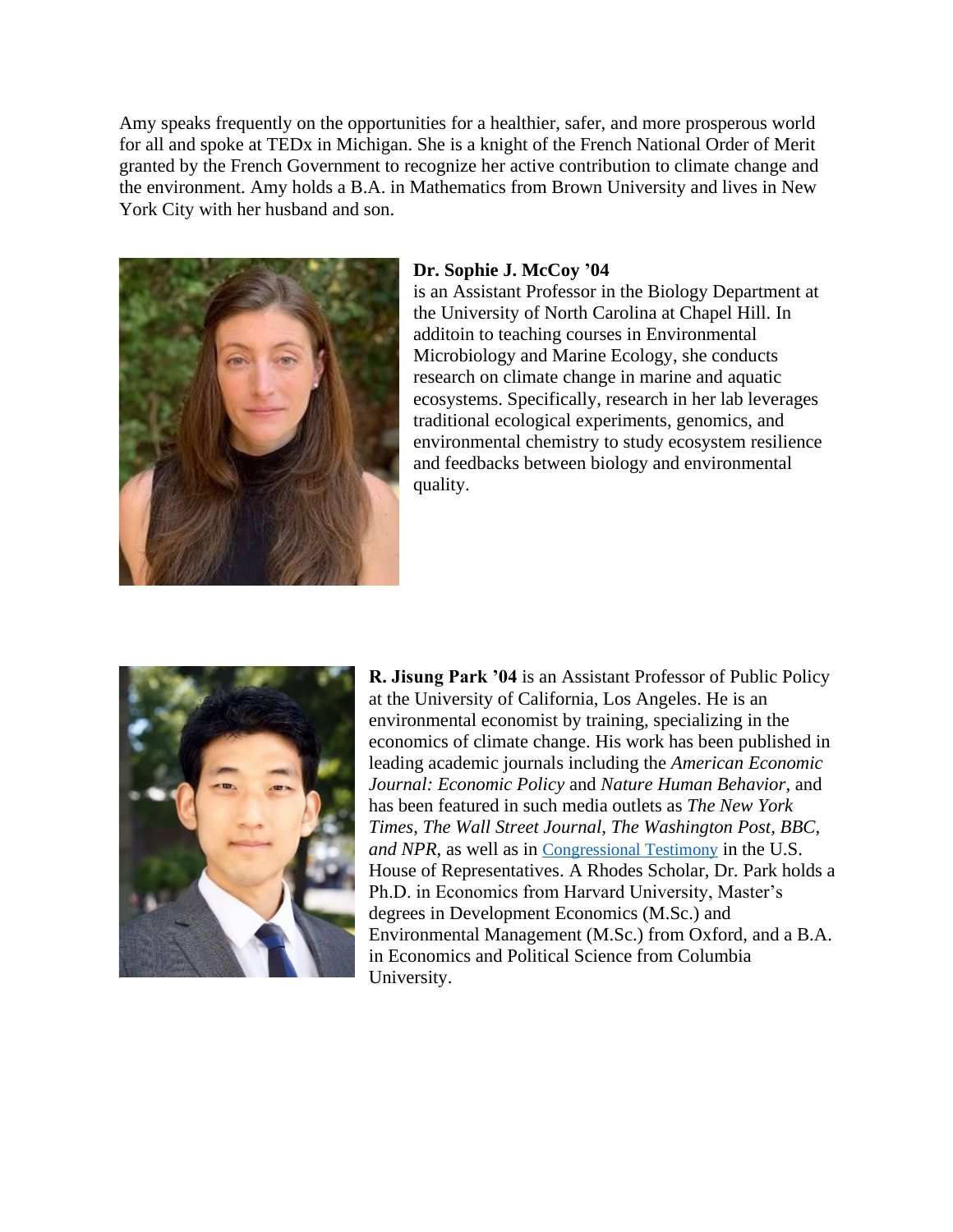Amy speaks frequently on the opportunities for a healthier, safer, and more prosperous world for all and spoke at TEDx in Michigan. She is a knight of the French National Order of Merit granted by the French Government to recognize her active contribution to climate change and the environment. Amy holds a B.A. in Mathematics from Brown University and lives in New York City with her husband and son.

**Dr. Sophie J. McCoy '04**
is an Assistant Professor in the Biology Department at the University of North Carolina at Chapel Hill. In additoin to teaching courses in Environmental Microbiology and Marine Ecology, she conducts research on climate change in marine and aquatic ecosystems. Specifically, research in her lab leverages traditional ecological experiments, genomics, and environmental chemistry to study ecosystem resilience and feedbacks between biology and environmental quality.

**R. Jisung Park '04** is an Assistant Professor of Public Policy at the University of California, Los Angeles. He is an environmental economist by training, specializing in the economics of climate change. His work has been published in leading academic journals including the *American Economic Journal: Economic Policy* and *Nature Human Behavior*, and has been featured in such media outlets as *The New York Times*, *The Wall Street Journal*, *The Washington Post*, *BBC*, *and NPR*, as well as in Congressional Testimony in the U.S. House of Representatives. A Rhodes Scholar, Dr. Park holds a Ph.D. in Economics from Harvard University, Master's degrees in Development Economics (M.Sc.) and Environmental Management (M.Sc.) from Oxford, and a B.A. in Economics and Political Science from Columbia University.